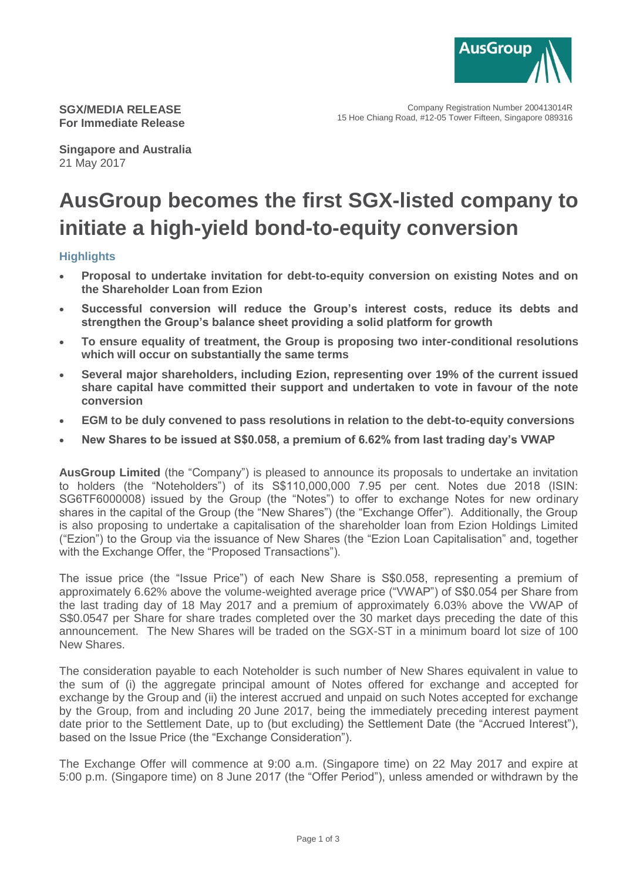**SGX/MEDIA RELEASE**
**For Immediate Release**

Company Registration Number 200413014R
15 Hoe Chiang Road, #12-05 Tower Fifteen, Singapore 089316

**Singapore and Australia**
21 May 2017

# AusGroup becomes the first SGX-listed company to initiate a high-yield bond-to-equity conversion

## Highlights

- **Proposal to undertake invitation for debt-to-equity conversion on existing Notes and on the Shareholder Loan from Ezion**
- **Successful conversion will reduce the Group's interest costs, reduce its debts and strengthen the Group's balance sheet providing a solid platform for growth**
- **To ensure equality of treatment, the Group is proposing two inter-conditional resolutions which will occur on substantially the same terms**
- **Several major shareholders, including Ezion, representing over 19% of the current issued share capital have committed their support and undertaken to vote in favour of the note conversion**
- **EGM to be duly convened to pass resolutions in relation to the debt-to-equity conversions**
- **New Shares to be issued at S$0.058, a premium of 6.62% from last trading day's VWAP**

**AusGroup Limited** (the "Company") is pleased to announce its proposals to undertake an invitation to holders (the "Noteholders") of its S$110,000,000 7.95 per cent. Notes due 2018 (ISIN: SG6TF6000008) issued by the Group (the "Notes") to offer to exchange Notes for new ordinary shares in the capital of the Group (the "New Shares") (the "Exchange Offer"). Additionally, the Group is also proposing to undertake a capitalisation of the shareholder loan from Ezion Holdings Limited ("Ezion") to the Group via the issuance of New Shares (the "Ezion Loan Capitalisation" and, together with the Exchange Offer, the "Proposed Transactions").

The issue price (the "Issue Price") of each New Share is S$0.058, representing a premium of approximately 6.62% above the volume-weighted average price ("VWAP") of S$0.054 per Share from the last trading day of 18 May 2017 and a premium of approximately 6.03% above the VWAP of S$0.0547 per Share for share trades completed over the 30 market days preceding the date of this announcement. The New Shares will be traded on the SGX-ST in a minimum board lot size of 100 New Shares.

The consideration payable to each Noteholder is such number of New Shares equivalent in value to the sum of (i) the aggregate principal amount of Notes offered for exchange and accepted for exchange by the Group and (ii) the interest accrued and unpaid on such Notes accepted for exchange by the Group, from and including 20 June 2017, being the immediately preceding interest payment date prior to the Settlement Date, up to (but excluding) the Settlement Date (the "Accrued Interest"), based on the Issue Price (the "Exchange Consideration").

The Exchange Offer will commence at 9:00 a.m. (Singapore time) on 22 May 2017 and expire at 5:00 p.m. (Singapore time) on 8 June 2017 (the "Offer Period"), unless amended or withdrawn by the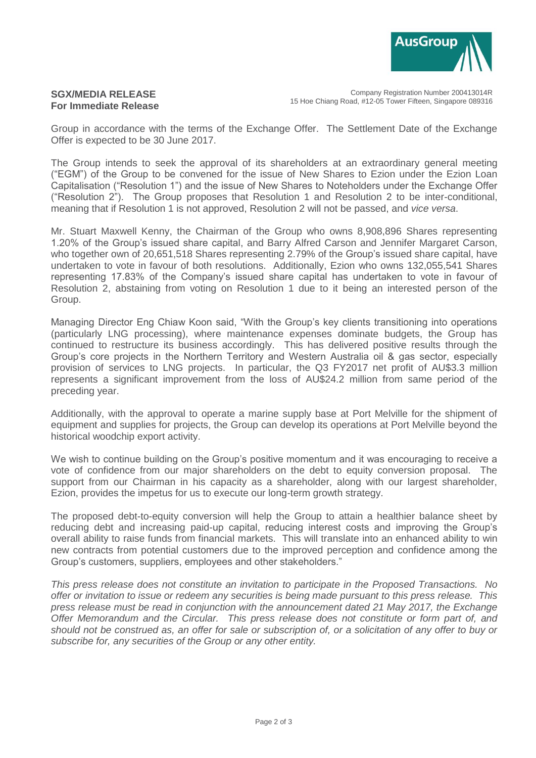**SGX/MEDIA RELEASE**
**For Immediate Release**

Company Registration Number 200413014R
15 Hoe Chiang Road, #12-05 Tower Fifteen, Singapore 089316

Group in accordance with the terms of the Exchange Offer. The Settlement Date of the Exchange Offer is expected to be 30 June 2017.

The Group intends to seek the approval of its shareholders at an extraordinary general meeting ("EGM") of the Group to be convened for the issue of New Shares to Ezion under the Ezion Loan Capitalisation ("Resolution 1") and the issue of New Shares to Noteholders under the Exchange Offer ("Resolution 2"). The Group proposes that Resolution 1 and Resolution 2 to be inter-conditional, meaning that if Resolution 1 is not approved, Resolution 2 will not be passed, and *vice versa*.

Mr. Stuart Maxwell Kenny, the Chairman of the Group who owns 8,908,896 Shares representing 1.20% of the Group's issued share capital, and Barry Alfred Carson and Jennifer Margaret Carson, who together own of 20,651,518 Shares representing 2.79% of the Group's issued share capital, have undertaken to vote in favour of both resolutions. Additionally, Ezion who owns 132,055,541 Shares representing 17.83% of the Company's issued share capital has undertaken to vote in favour of Resolution 2, abstaining from voting on Resolution 1 due to it being an interested person of the Group.

Managing Director Eng Chiaw Koon said, "With the Group's key clients transitioning into operations (particularly LNG processing), where maintenance expenses dominate budgets, the Group has continued to restructure its business accordingly. This has delivered positive results through the Group's core projects in the Northern Territory and Western Australia oil & gas sector, especially provision of services to LNG projects. In particular, the Q3 FY2017 net profit of AU$3.3 million represents a significant improvement from the loss of AU$24.2 million from same period of the preceding year.

Additionally, with the approval to operate a marine supply base at Port Melville for the shipment of equipment and supplies for projects, the Group can develop its operations at Port Melville beyond the historical woodchip export activity.

We wish to continue building on the Group's positive momentum and it was encouraging to receive a vote of confidence from our major shareholders on the debt to equity conversion proposal. The support from our Chairman in his capacity as a shareholder, along with our largest shareholder, Ezion, provides the impetus for us to execute our long-term growth strategy.

The proposed debt-to-equity conversion will help the Group to attain a healthier balance sheet by reducing debt and increasing paid-up capital, reducing interest costs and improving the Group's overall ability to raise funds from financial markets. This will translate into an enhanced ability to win new contracts from potential customers due to the improved perception and confidence among the Group's customers, suppliers, employees and other stakeholders."

*This press release does not constitute an invitation to participate in the Proposed Transactions. No offer or invitation to issue or redeem any securities is being made pursuant to this press release. This press release must be read in conjunction with the announcement dated 21 May 2017, the Exchange Offer Memorandum and the Circular. This press release does not constitute or form part of, and should not be construed as, an offer for sale or subscription of, or a solicitation of any offer to buy or subscribe for, any securities of the Group or any other entity.*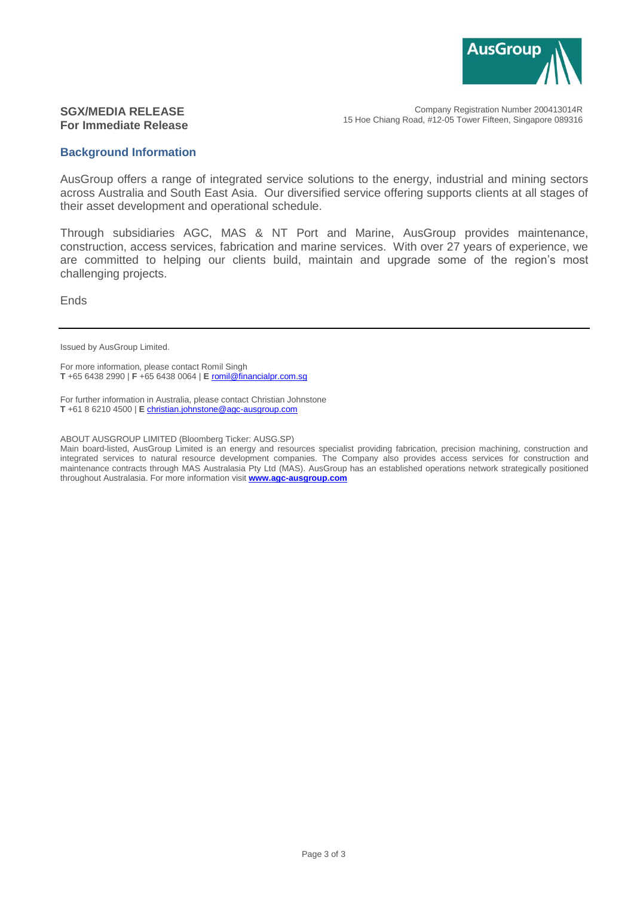**SGX/MEDIA RELEASE**
**For Immediate Release**

Company Registration Number 200413014R
15 Hoe Chiang Road, #12-05 Tower Fifteen, Singapore 089316

## Background Information

AusGroup offers a range of integrated service solutions to the energy, industrial and mining sectors across Australia and South East Asia. Our diversified service offering supports clients at all stages of their asset development and operational schedule.

Through subsidiaries AGC, MAS & NT Port and Marine, AusGroup provides maintenance, construction, access services, fabrication and marine services. With over 27 years of experience, we are committed to helping our clients build, maintain and upgrade some of the region's most challenging projects.

Ends

---

Issued by AusGroup Limited.

For more information, please contact Romil Singh
**T** +65 6438 2990 | **F** +65 6438 0064 | **E** romil@financialpr.com.sg

For further information in Australia, please contact Christian Johnstone
**T** +61 8 6210 4500 | **E** christian.johnstone@agc-ausgroup.com

ABOUT AUSGROUP LIMITED (Bloomberg Ticker: AUSG.SP)
Main board-listed, AusGroup Limited is an energy and resources specialist providing fabrication, precision machining, construction and integrated services to natural resource development companies. The Company also provides access services for construction and maintenance contracts through MAS Australasia Pty Ltd (MAS). AusGroup has an established operations network strategically positioned throughout Australasia. For more information visit **www.agc-ausgroup.com**